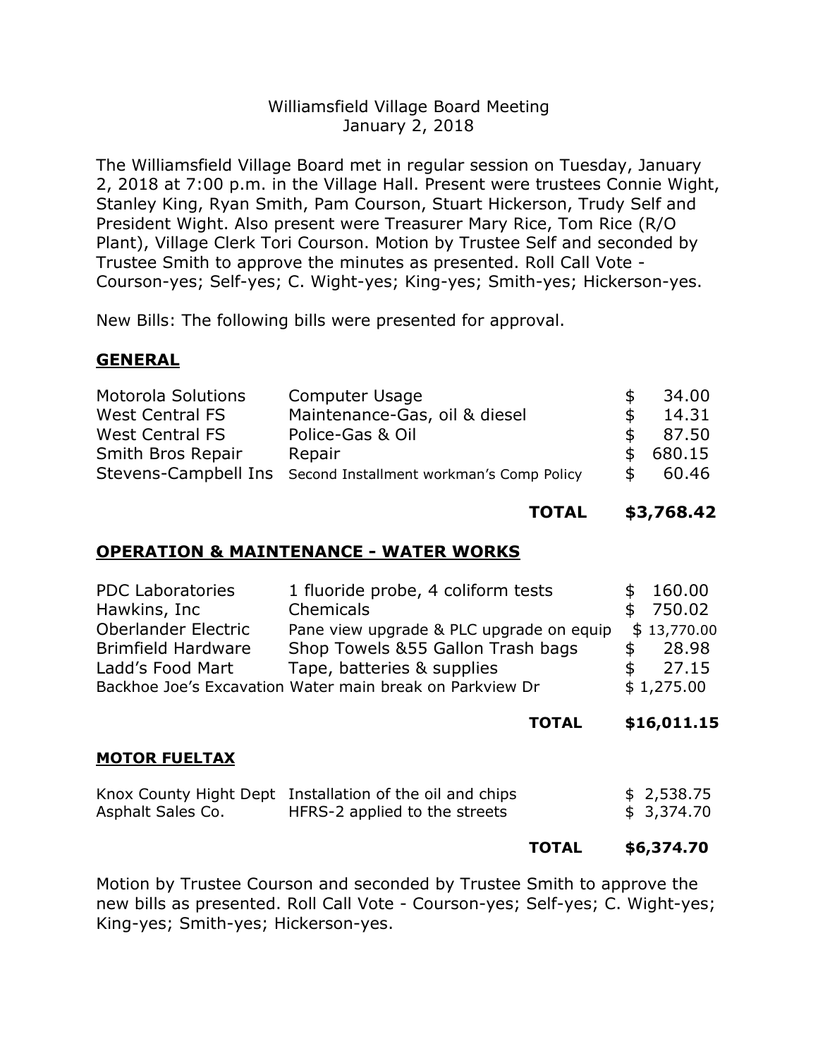Williamsfield Village Board Meeting
January 2, 2018

The Williamsfield Village Board met in regular session on Tuesday, January 2, 2018 at 7:00 p.m. in the Village Hall. Present were trustees Connie Wight, Stanley King, Ryan Smith, Pam Courson, Stuart Hickerson, Trudy Self and President Wight. Also present were Treasurer Mary Rice, Tom Rice (R/O Plant), Village Clerk Tori Courson. Motion by Trustee Self and seconded by Trustee Smith to approve the minutes as presented. Roll Call Vote - Courson-yes; Self-yes; C. Wight-yes; King-yes; Smith-yes; Hickerson-yes.

New Bills: The following bills were presented for approval.

## GENERAL

| | | |
|---|---|---|
| Motorola Solutions | Computer Usage | $ 34.00 |
| West Central FS | Maintenance-Gas, oil & diesel | $ 14.31 |
| West Central FS | Police-Gas & Oil | $ 87.50 |
| Smith Bros Repair | Repair | $ 680.15 |
| Stevens-Campbell Ins | Second Installment workman's Comp Policy | $ 60.46 |
| | **TOTAL** | **$3,768.42** |

## OPERATION & MAINTENANCE - WATER WORKS

| | | |
|---|---|---|
| PDC Laboratories | 1 fluoride probe, 4 coliform tests | $ 160.00 |
| Hawkins, Inc | Chemicals | $ 750.02 |
| Oberlander Electric | Pane view upgrade & PLC upgrade on equip | $ 13,770.00 |
| Brimfield Hardware | Shop Towels &55 Gallon Trash bags | $ 28.98 |
| Ladd's Food Mart | Tape, batteries & supplies | $ 27.15 |
| Backhoe Joe's Excavation | Water main break on Parkview Dr | $ 1,275.00 |
| | **TOTAL** | **$16,011.15** |

## MOTOR FUELTAX

| | | |
|---|---|---|
| Knox County Hight Dept | Installation of the oil and chips | $ 2,538.75 |
| Asphalt Sales Co. | HFRS-2 applied to the streets | $ 3,374.70 |
| | **TOTAL** | **$6,374.70** |

Motion by Trustee Courson and seconded by Trustee Smith to approve the new bills as presented. Roll Call Vote - Courson-yes; Self-yes; C. Wight-yes; King-yes; Smith-yes; Hickerson-yes.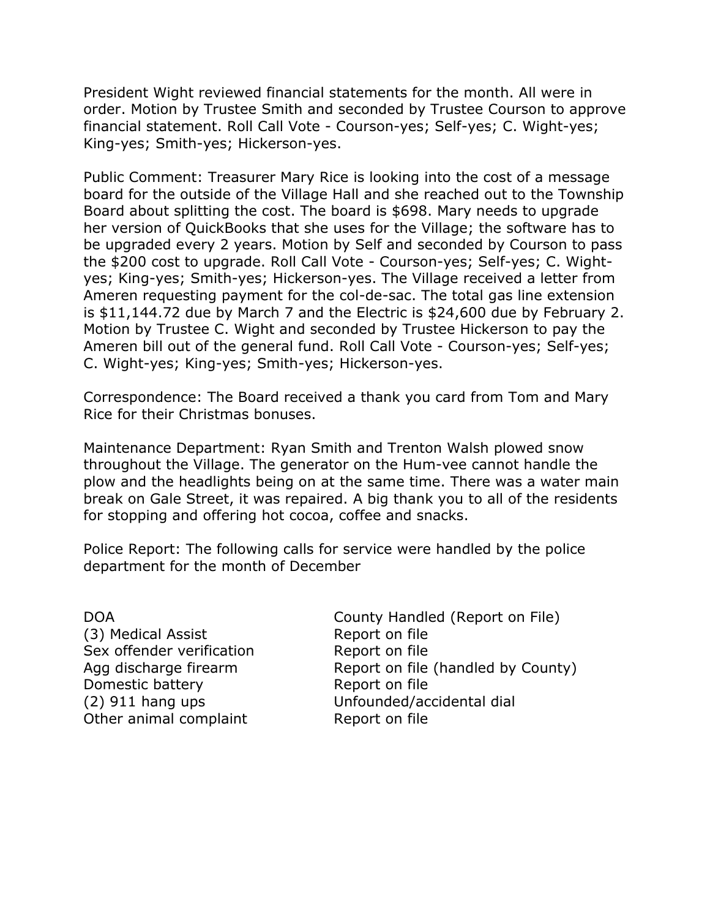President Wight reviewed financial statements for the month. All were in order. Motion by Trustee Smith and seconded by Trustee Courson to approve financial statement. Roll Call Vote - Courson-yes; Self-yes; C. Wight-yes; King-yes; Smith-yes; Hickerson-yes.

Public Comment: Treasurer Mary Rice is looking into the cost of a message board for the outside of the Village Hall and she reached out to the Township Board about splitting the cost. The board is $698. Mary needs to upgrade her version of QuickBooks that she uses for the Village; the software has to be upgraded every 2 years. Motion by Self and seconded by Courson to pass the $200 cost to upgrade. Roll Call Vote - Courson-yes; Self-yes; C. Wight-yes; King-yes; Smith-yes; Hickerson-yes. The Village received a letter from Ameren requesting payment for the col-de-sac. The total gas line extension is $11,144.72 due by March 7 and the Electric is $24,600 due by February 2. Motion by Trustee C. Wight and seconded by Trustee Hickerson to pay the Ameren bill out of the general fund. Roll Call Vote - Courson-yes; Self-yes; C. Wight-yes; King-yes; Smith-yes; Hickerson-yes.

Correspondence: The Board received a thank you card from Tom and Mary Rice for their Christmas bonuses.

Maintenance Department: Ryan Smith and Trenton Walsh plowed snow throughout the Village. The generator on the Hum-vee cannot handle the plow and the headlights being on at the same time. There was a water main break on Gale Street, it was repaired. A big thank you to all of the residents for stopping and offering hot cocoa, coffee and snacks.

Police Report: The following calls for service were handled by the police department for the month of December

| | |
|---|---|
| DOA | County Handled (Report on File) |
| (3) Medical Assist | Report on file |
| Sex offender verification | Report on file |
| Agg discharge firearm | Report on file (handled by County) |
| Domestic battery | Report on file |
| (2) 911 hang ups | Unfounded/accidental dial |
| Other animal complaint | Report on file |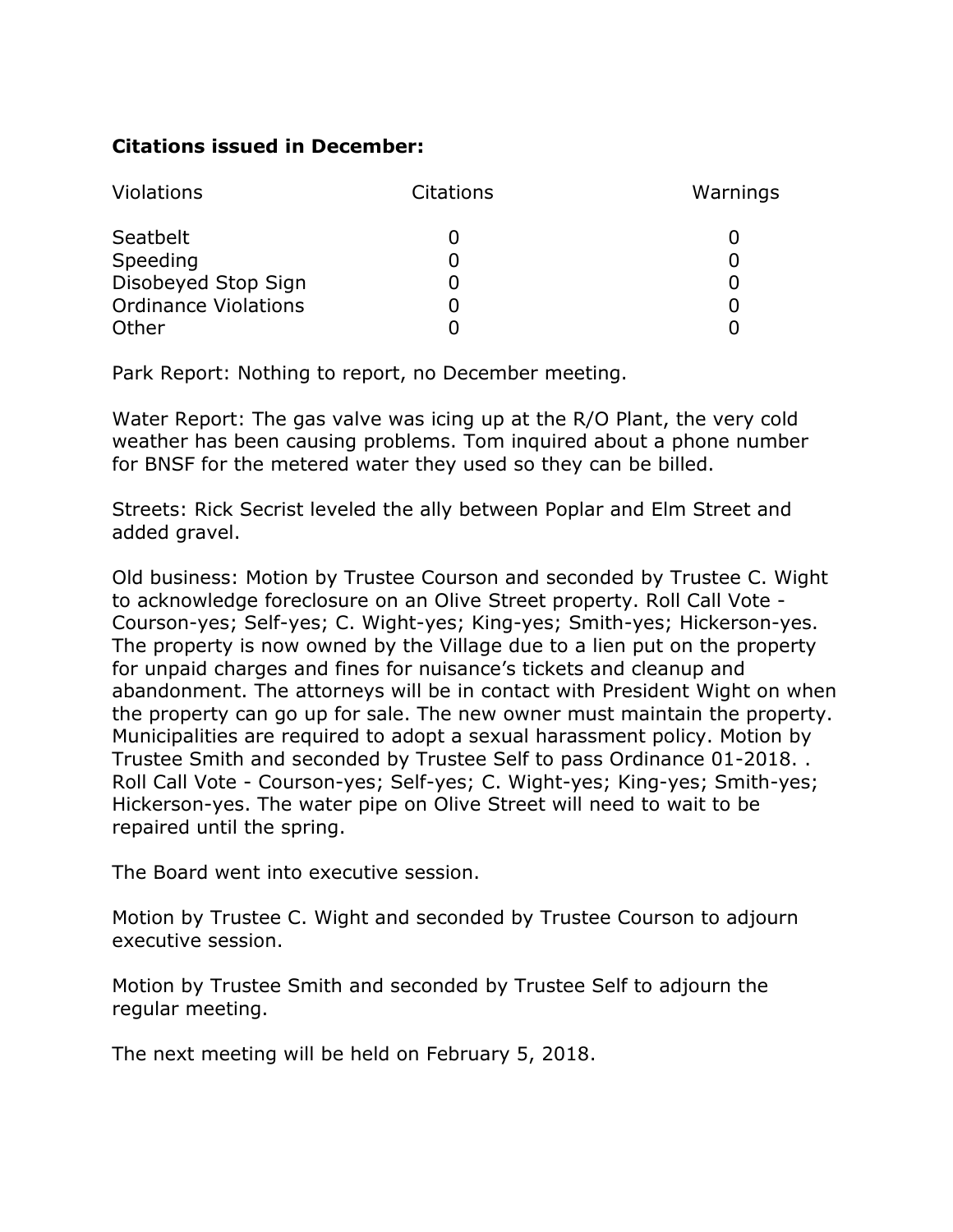**Citations issued in December:**

| Violations | Citations | Warnings |
|---|---|---|
| Seatbelt | 0 | 0 |
| Speeding | 0 | 0 |
| Disobeyed Stop Sign | 0 | 0 |
| Ordinance Violations | 0 | 0 |
| Other | 0 | 0 |

Park Report: Nothing to report, no December meeting.

Water Report: The gas valve was icing up at the R/O Plant, the very cold weather has been causing problems. Tom inquired about a phone number for BNSF for the metered water they used so they can be billed.

Streets: Rick Secrist leveled the ally between Poplar and Elm Street and added gravel.

Old business: Motion by Trustee Courson and seconded by Trustee C. Wight to acknowledge foreclosure on an Olive Street property. Roll Call Vote - Courson-yes; Self-yes; C. Wight-yes; King-yes; Smith-yes; Hickerson-yes. The property is now owned by the Village due to a lien put on the property for unpaid charges and fines for nuisance's tickets and cleanup and abandonment. The attorneys will be in contact with President Wight on when the property can go up for sale. The new owner must maintain the property. Municipalities are required to adopt a sexual harassment policy. Motion by Trustee Smith and seconded by Trustee Self to pass Ordinance 01-2018. . Roll Call Vote - Courson-yes; Self-yes; C. Wight-yes; King-yes; Smith-yes; Hickerson-yes. The water pipe on Olive Street will need to wait to be repaired until the spring.

The Board went into executive session.

Motion by Trustee C. Wight and seconded by Trustee Courson to adjourn executive session.

Motion by Trustee Smith and seconded by Trustee Self to adjourn the regular meeting.

The next meeting will be held on February 5, 2018.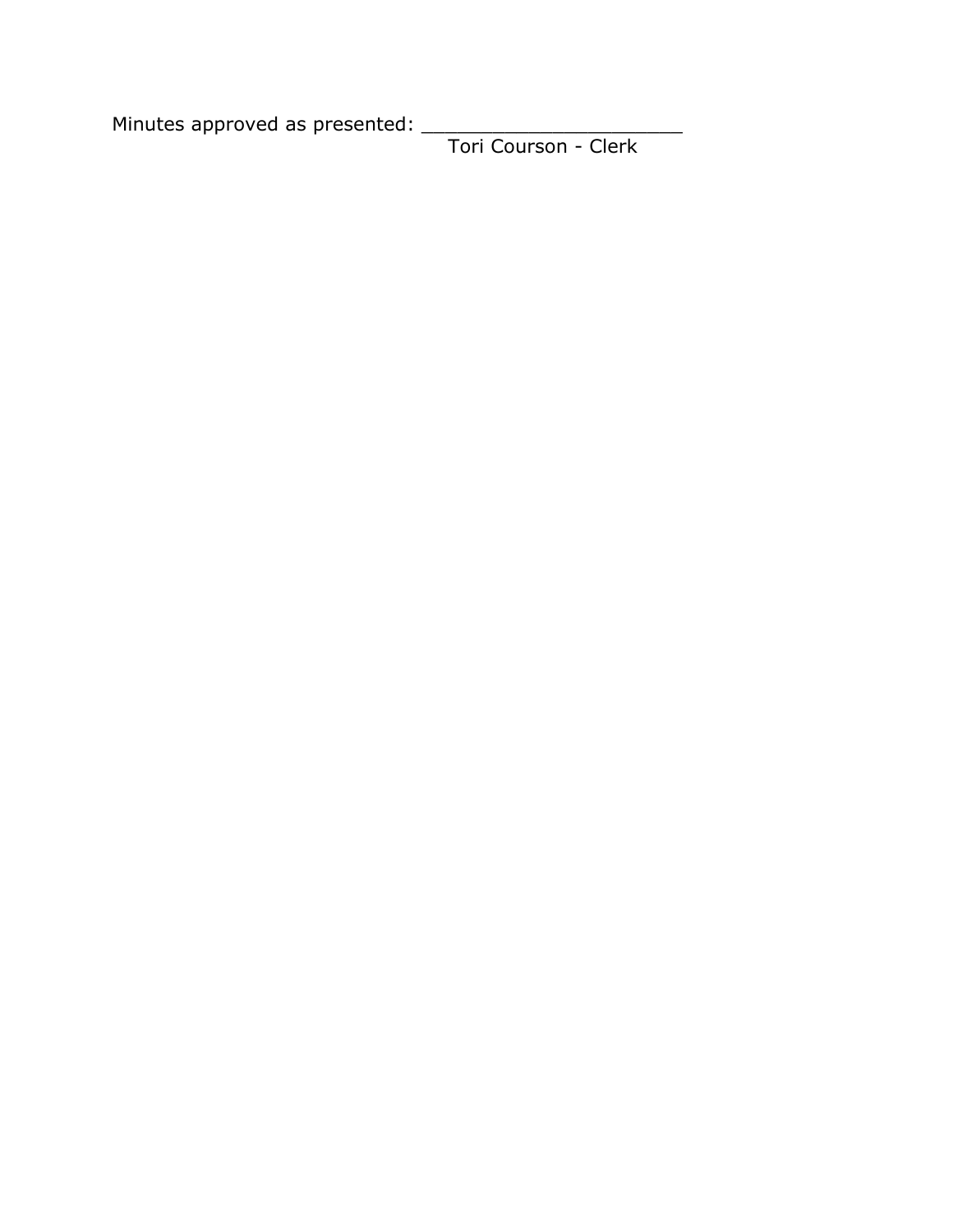Minutes approved as presented: ______________________

Tori Courson - Clerk